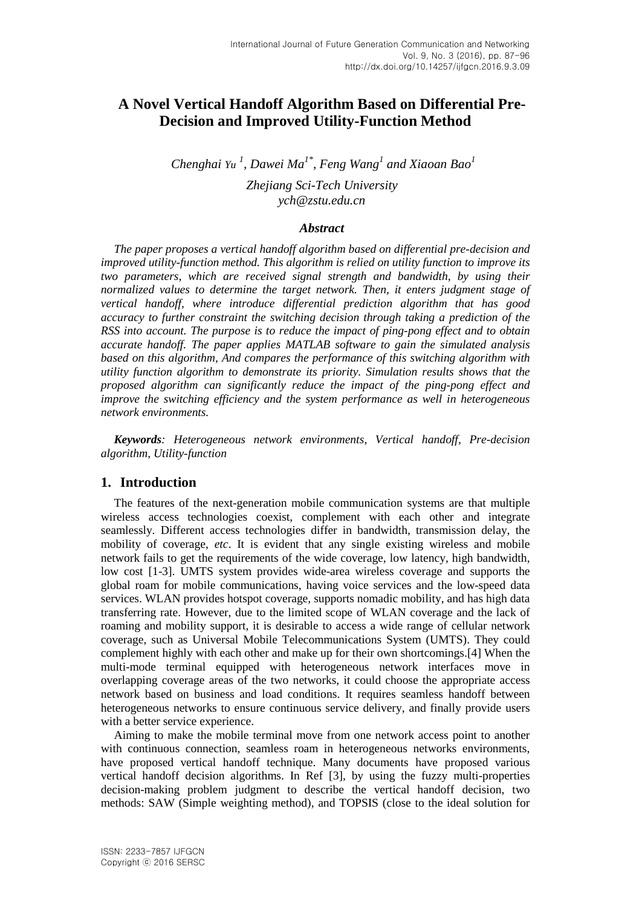# A Novel Vertical Handoff Algorithm Based on Differential Pre-Decision and Improved Utility-Function Method

*Chenghai Yu [1], Dawei Ma[1*], Feng Wang[1] and Xiaoan Bao[1]*

*Zhejiang Sci-Tech University*
*ych@zstu.edu.cn*

### *Abstract*

*The paper proposes a vertical handoff algorithm based on differential pre-decision and improved utility-function method. This algorithm is relied on utility function to improve its two parameters, which are received signal strength and bandwidth, by using their normalized values to determine the target network. Then, it enters judgment stage of vertical handoff, where introduce differential prediction algorithm that has good accuracy to further constraint the switching decision through taking a prediction of the RSS into account. The purpose is to reduce the impact of ping-pong effect and to obtain accurate handoff. The paper applies MATLAB software to gain the simulated analysis based on this algorithm, And compares the performance of this switching algorithm with utility function algorithm to demonstrate its priority. Simulation results shows that the proposed algorithm can significantly reduce the impact of the ping-pong effect and improve the switching efficiency and the system performance as well in heterogeneous network environments.*

***Keywords**: Heterogeneous network environments, Vertical handoff, Pre-decision algorithm, Utility-function*

## 1. Introduction

The features of the next-generation mobile communication systems are that multiple wireless access technologies coexist, complement with each other and integrate seamlessly. Different access technologies differ in bandwidth, transmission delay, the mobility of coverage, *etc*. It is evident that any single existing wireless and mobile network fails to get the requirements of the wide coverage, low latency, high bandwidth, low cost [1-3]. UMTS system provides wide-area wireless coverage and supports the global roam for mobile communications, having voice services and the low-speed data services. WLAN provides hotspot coverage, supports nomadic mobility, and has high data transferring rate. However, due to the limited scope of WLAN coverage and the lack of roaming and mobility support, it is desirable to access a wide range of cellular network coverage, such as Universal Mobile Telecommunications System (UMTS). They could complement highly with each other and make up for their own shortcomings.[4] When the multi-mode terminal equipped with heterogeneous network interfaces move in overlapping coverage areas of the two networks, it could choose the appropriate access network based on business and load conditions. It requires seamless handoff between heterogeneous networks to ensure continuous service delivery, and finally provide users with a better service experience.

Aiming to make the mobile terminal move from one network access point to another with continuous connection, seamless roam in heterogeneous networks environments, have proposed vertical handoff technique. Many documents have proposed various vertical handoff decision algorithms. In Ref [3], by using the fuzzy multi-properties decision-making problem judgment to describe the vertical handoff decision, two methods: SAW (Simple weighting method), and TOPSIS (close to the ideal solution for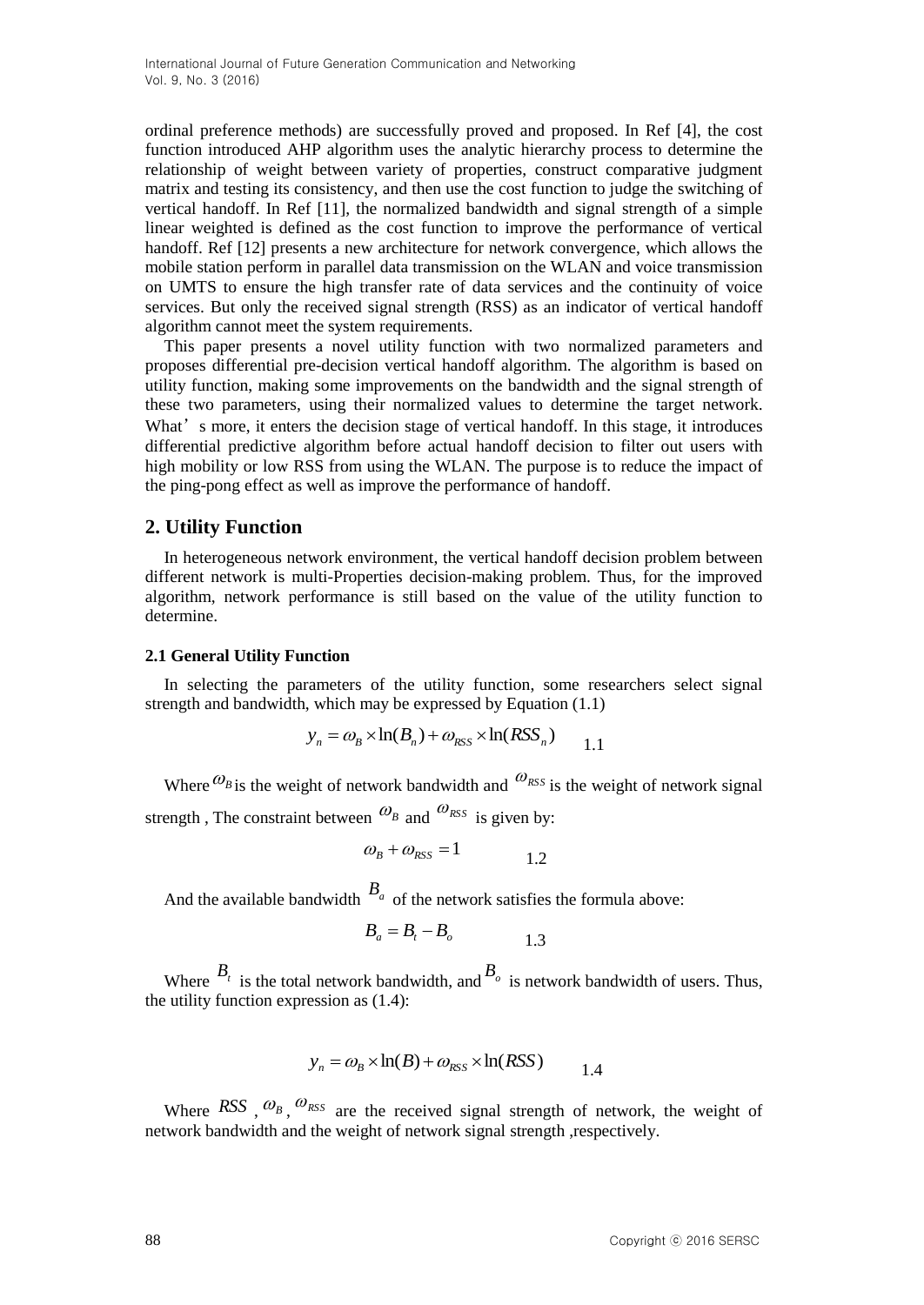ordinal preference methods) are successfully proved and proposed. In Ref [4], the cost function introduced AHP algorithm uses the analytic hierarchy process to determine the relationship of weight between variety of properties, construct comparative judgment matrix and testing its consistency, and then use the cost function to judge the switching of vertical handoff. In Ref [11], the normalized bandwidth and signal strength of a simple linear weighted is defined as the cost function to improve the performance of vertical handoff. Ref [12] presents a new architecture for network convergence, which allows the mobile station perform in parallel data transmission on the WLAN and voice transmission on UMTS to ensure the high transfer rate of data services and the continuity of voice services. But only the received signal strength (RSS) as an indicator of vertical handoff algorithm cannot meet the system requirements.

This paper presents a novel utility function with two normalized parameters and proposes differential pre-decision vertical handoff algorithm. The algorithm is based on utility function, making some improvements on the bandwidth and the signal strength of these two parameters, using their normalized values to determine the target network. What's more, it enters the decision stage of vertical handoff. In this stage, it introduces differential predictive algorithm before actual handoff decision to filter out users with high mobility or low RSS from using the WLAN. The purpose is to reduce the impact of the ping-pong effect as well as improve the performance of handoff.

## 2. Utility Function

In heterogeneous network environment, the vertical handoff decision problem between different network is multi-Properties decision-making problem. Thus, for the improved algorithm, network performance is still based on the value of the utility function to determine.

### 2.1 General Utility Function

In selecting the parameters of the utility function, some researchers select signal strength and bandwidth, which may be expressed by Equation (1.1)

$$y_n = \omega_B \times \ln(B_n) + \omega_{RSS} \times \ln(RSS_n) \quad 1.1$$

Where $\omega_B$ is the weight of network bandwidth and $\omega_{RSS}$ is the weight of network signal strength , The constraint between $\omega_B$ and $\omega_{RSS}$ is given by:

$$\omega_B + \omega_{RSS} = 1 \quad 1.2$$

And the available bandwidth $B_a$ of the network satisfies the formula above:

$$B_a = B_t - B_o \quad 1.3$$

Where $B_t$ is the total network bandwidth, and $B_o$ is network bandwidth of users. Thus, the utility function expression as (1.4):

$$y_n = \omega_B \times \ln(B) + \omega_{RSS} \times \ln(RSS) \quad 1.4$$

Where $RSS$ , $\omega_B$ , $\omega_{RSS}$ are the received signal strength of network, the weight of network bandwidth and the weight of network signal strength ,respectively.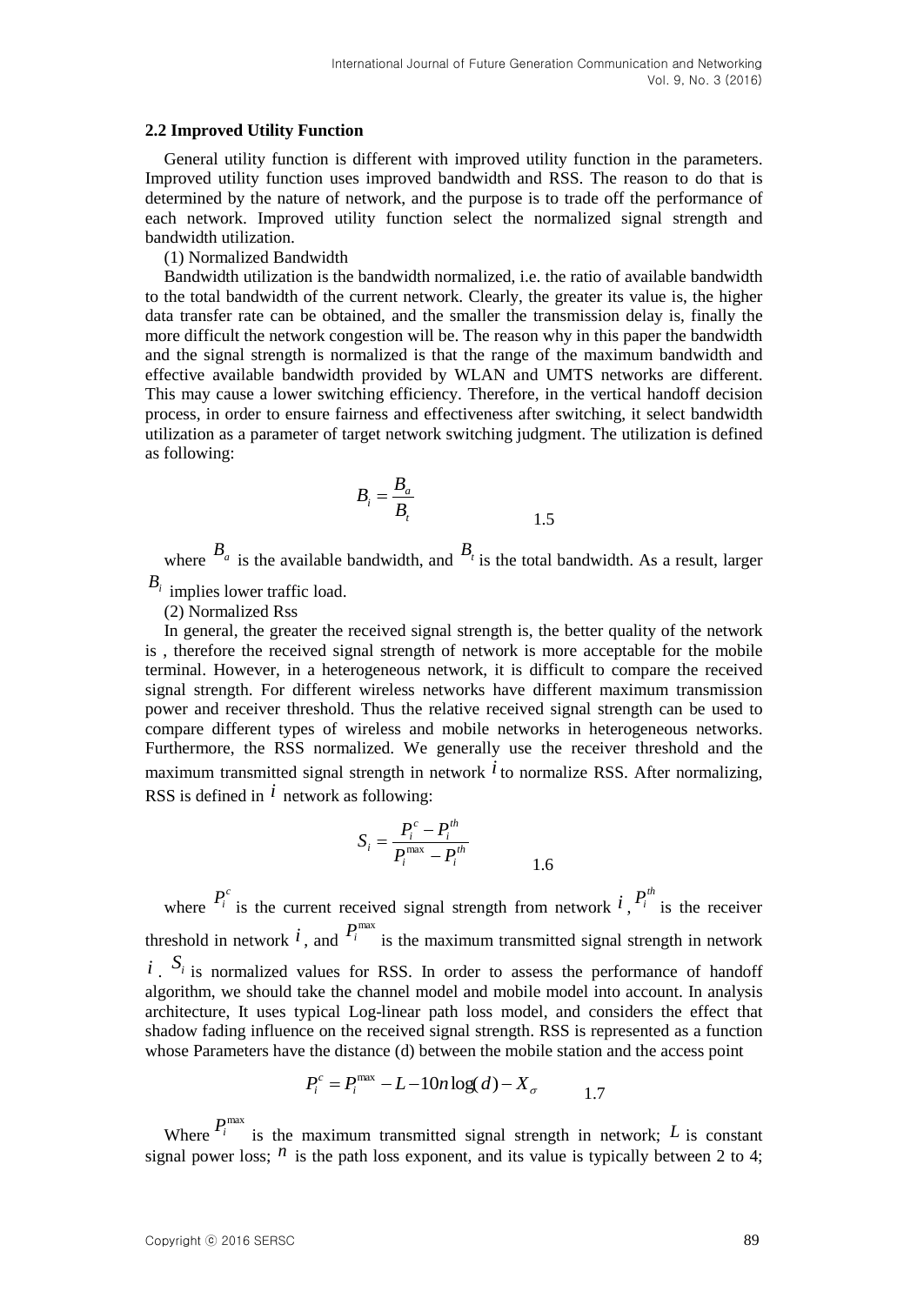### 2.2 Improved Utility Function

General utility function is different with improved utility function in the parameters. Improved utility function uses improved bandwidth and RSS. The reason to do that is determined by the nature of network, and the purpose is to trade off the performance of each network. Improved utility function select the normalized signal strength and bandwidth utilization.

(1) Normalized Bandwidth

Bandwidth utilization is the bandwidth normalized, i.e. the ratio of available bandwidth to the total bandwidth of the current network. Clearly, the greater its value is, the higher data transfer rate can be obtained, and the smaller the transmission delay is, finally the more difficult the network congestion will be. The reason why in this paper the bandwidth and the signal strength is normalized is that the range of the maximum bandwidth and effective available bandwidth provided by WLAN and UMTS networks are different. This may cause a lower switching efficiency. Therefore, in the vertical handoff decision process, in order to ensure fairness and effectiveness after switching, it select bandwidth utilization as a parameter of target network switching judgment. The utilization is defined as following:

$$B_i = \frac{B_a}{B_t} \tag{1.5}$$

where $B_a$ is the available bandwidth, and $B_t$ is the total bandwidth. As a result, larger $B_i$ implies lower traffic load.

(2) Normalized Rss

In general, the greater the received signal strength is, the better quality of the network is , therefore the received signal strength of network is more acceptable for the mobile terminal. However, in a heterogeneous network, it is difficult to compare the received signal strength. For different wireless networks have different maximum transmission power and receiver threshold. Thus the relative received signal strength can be used to compare different types of wireless and mobile networks in heterogeneous networks. Furthermore, the RSS normalized. We generally use the receiver threshold and the maximum transmitted signal strength in network $i$ to normalize RSS. After normalizing, RSS is defined in $i$ network as following:

$$S_i = \frac{P_i^c - P_i^{th}}{P_i^{\max} - P_i^{th}} \tag{1.6}$$

where $P_i^c$ is the current received signal strength from network $i$ , $P_i^{th}$ is the receiver threshold in network $i$ , and $P_i^{\max}$ is the maximum transmitted signal strength in network $i$ . $S_i$ is normalized values for RSS. In order to assess the performance of handoff algorithm, we should take the channel model and mobile model into account. In analysis architecture, It uses typical Log-linear path loss model, and considers the effect that shadow fading influence on the received signal strength. RSS is represented as a function whose Parameters have the distance (d) between the mobile station and the access point

$$P_i^c = P_i^{\max} - L - 10n\log(d) - X_\sigma \tag{1.7}$$

Where $P_i^{\max}$ is the maximum transmitted signal strength in network; $L$ is constant signal power loss; $n$ is the path loss exponent, and its value is typically between 2 to 4;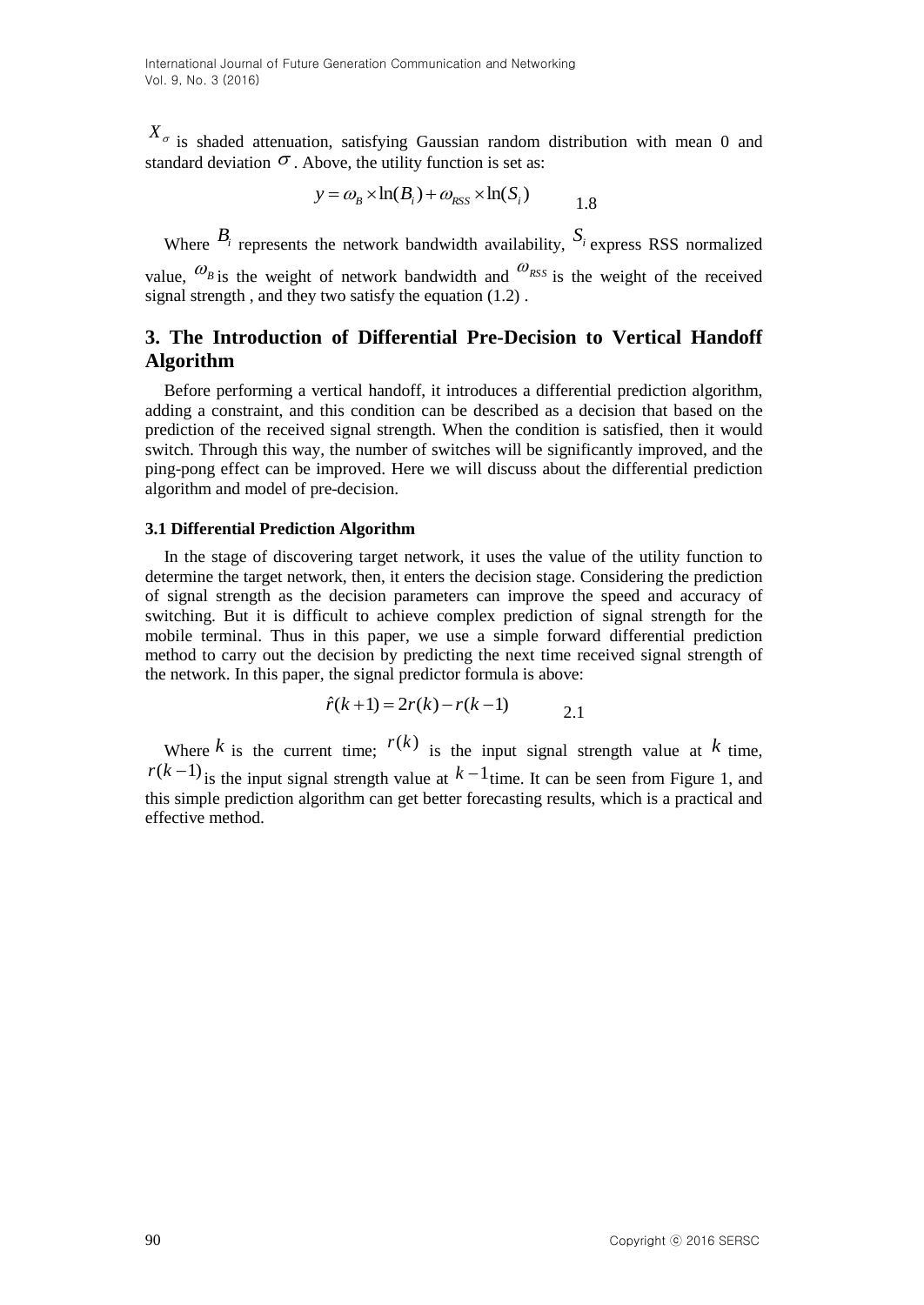$X_\sigma$ is shaded attenuation, satisfying Gaussian random distribution with mean 0 and standard deviation $\sigma$. Above, the utility function is set as:

$$y = \omega_B \times \ln(B_i) + \omega_{RSS} \times \ln(S_i) \qquad 1.8$$

Where $B_i$ represents the network bandwidth availability, $S_i$ express RSS normalized value, $\omega_B$ is the weight of network bandwidth and $\omega_{RSS}$ is the weight of the received signal strength , and they two satisfy the equation (1.2) .

## 3. The Introduction of Differential Pre-Decision to Vertical Handoff Algorithm

Before performing a vertical handoff, it introduces a differential prediction algorithm, adding a constraint, and this condition can be described as a decision that based on the prediction of the received signal strength. When the condition is satisfied, then it would switch. Through this way, the number of switches will be significantly improved, and the ping-pong effect can be improved. Here we will discuss about the differential prediction algorithm and model of pre-decision.

### 3.1 Differential Prediction Algorithm

In the stage of discovering target network, it uses the value of the utility function to determine the target network, then, it enters the decision stage. Considering the prediction of signal strength as the decision parameters can improve the speed and accuracy of switching. But it is difficult to achieve complex prediction of signal strength for the mobile terminal. Thus in this paper, we use a simple forward differential prediction method to carry out the decision by predicting the next time received signal strength of the network. In this paper, the signal predictor formula is above:

$$\hat{r}(k+1) = 2r(k) - r(k-1) \qquad 2.1$$

Where $k$ is the current time; $r(k)$ is the input signal strength value at $k$ time, $r(k-1)$ is the input signal strength value at $k-1$ time. It can be seen from Figure 1, and this simple prediction algorithm can get better forecasting results, which is a practical and effective method.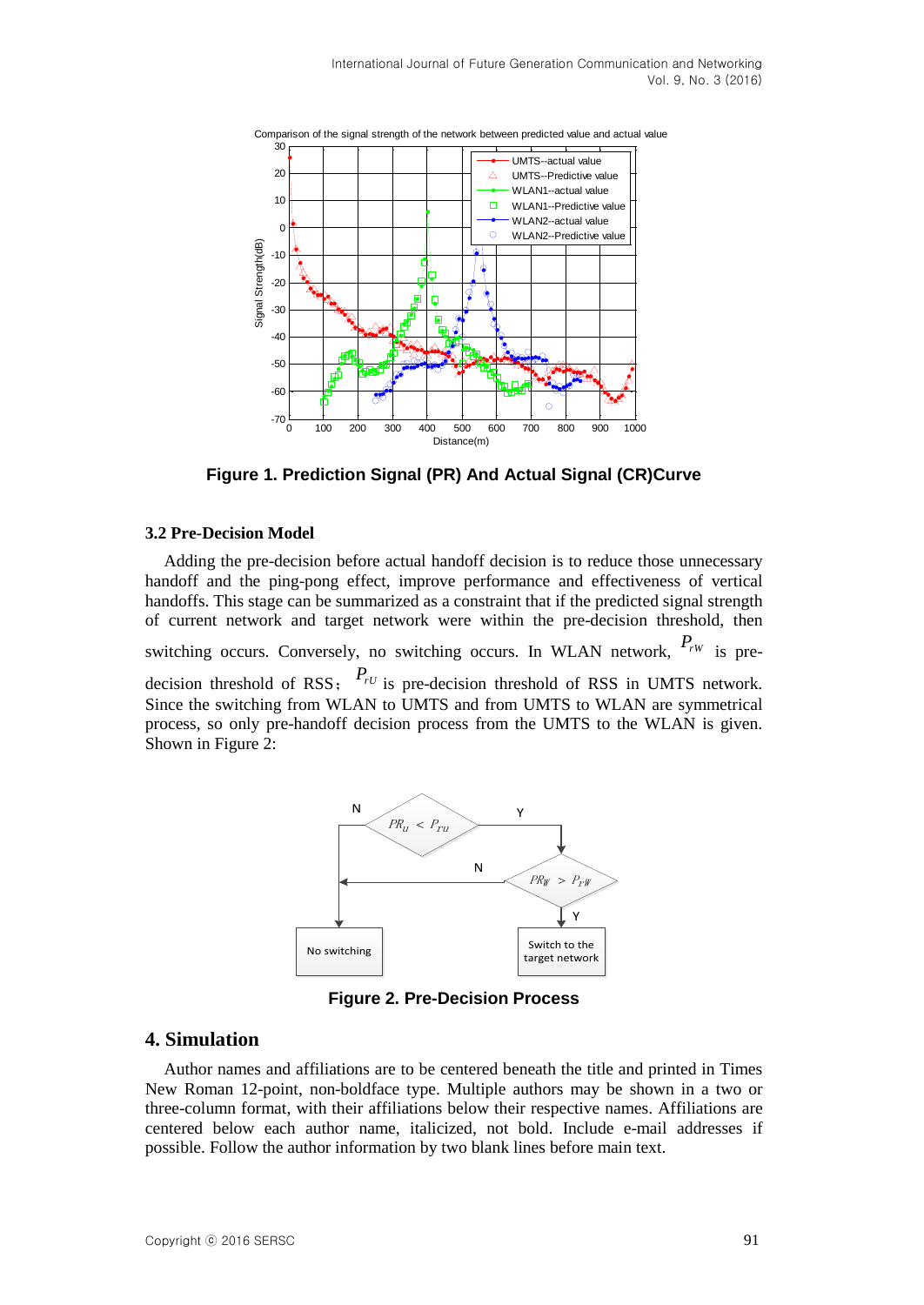Figure 1. Prediction Signal (PR) And Actual Signal (CR)Curve

### 3.2 Pre-Decision Model

Adding the pre-decision before actual handoff decision is to reduce those unnecessary handoff and the ping-pong effect, improve performance and effectiveness of vertical handoffs. This stage can be summarized as a constraint that if the predicted signal strength of current network and target network were within the pre-decision threshold, then switching occurs. Conversely, no switching occurs. In WLAN network, $P_{rW}$ is pre-decision threshold of RSS; $P_{rU}$ is pre-decision threshold of RSS in UMTS network. Since the switching from WLAN to UMTS and from UMTS to WLAN are symmetrical process, so only pre-handoff decision process from the UMTS to the WLAN is given. Shown in Figure 2:

Figure 2. Pre-Decision Process

## 4. Simulation

Author names and affiliations are to be centered beneath the title and printed in Times New Roman 12-point, non-boldface type. Multiple authors may be shown in a two or three-column format, with their affiliations below their respective names. Affiliations are centered below each author name, italicized, not bold. Include e-mail addresses if possible. Follow the author information by two blank lines before main text.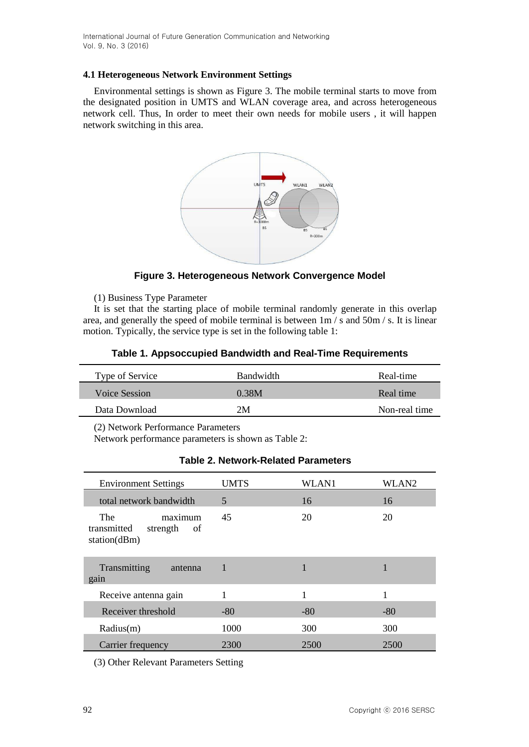### 4.1 Heterogeneous Network Environment Settings

Environmental settings is shown as Figure 3. The mobile terminal starts to move from the designated position in UMTS and WLAN coverage area, and across heterogeneous network cell. Thus, In order to meet their own needs for mobile users , it will happen network switching in this area.

**Figure 3. Heterogeneous Network Convergence Model**

(1) Business Type Parameter

It is set that the starting place of mobile terminal randomly generate in this overlap area, and generally the speed of mobile terminal is between 1m / s and 50m / s. It is linear motion. Typically, the service type is set in the following table 1:

**Table 1. Appsoccupied Bandwidth and Real-Time Requirements**

| Type of Service | Bandwidth | Real-time |
| --- | --- | --- |
| Voice Session | 0.38M | Real time |
| Data Download | 2M | Non-real time |

(2) Network Performance Parameters

Network performance parameters is shown as Table 2:

**Table 2. Network-Related Parameters**

| Environment Settings | UMTS | WLAN1 | WLAN2 |
| --- | --- | --- | --- |
| total network bandwidth | 5 | 16 | 16 |
| The maximum transmitted strength of station(dBm) | 45 | 20 | 20 |
| Transmitting antenna gain | 1 | 1 | 1 |
| Receive antenna gain | 1 | 1 | 1 |
| Receiver threshold | -80 | -80 | -80 |
| Radius(m) | 1000 | 300 | 300 |
| Carrier frequency | 2300 | 2500 | 2500 |

(3) Other Relevant Parameters Setting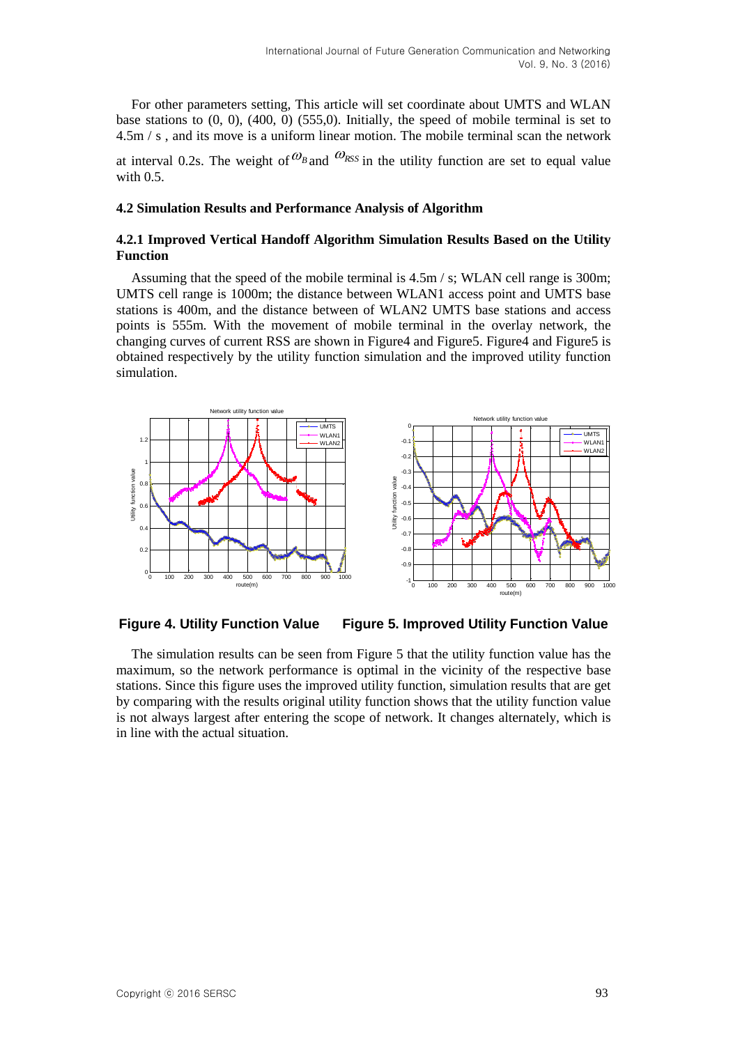For other parameters setting, This article will set coordinate about UMTS and WLAN base stations to (0, 0), (400, 0) (555,0). Initially, the speed of mobile terminal is set to 4.5m / s , and its move is a uniform linear motion. The mobile terminal scan the network at interval 0.2s. The weight of $\omega_B$ and $\omega_{RSS}$ in the utility function are set to equal value with 0.5.

### 4.2 Simulation Results and Performance Analysis of Algorithm

#### 4.2.1 Improved Vertical Handoff Algorithm Simulation Results Based on the Utility Function

Assuming that the speed of the mobile terminal is 4.5m / s; WLAN cell range is 300m; UMTS cell range is 1000m; the distance between WLAN1 access point and UMTS base stations is 400m, and the distance between of WLAN2 UMTS base stations and access points is 555m. With the movement of mobile terminal in the overlay network, the changing curves of current RSS are shown in Figure4 and Figure5. Figure4 and Figure5 is obtained respectively by the utility function simulation and the improved utility function simulation.

**Figure 4. Utility Function Value** **Figure 5. Improved Utility Function Value**

The simulation results can be seen from Figure 5 that the utility function value has the maximum, so the network performance is optimal in the vicinity of the respective base stations. Since this figure uses the improved utility function, simulation results that are get by comparing with the results original utility function shows that the utility function value is not always largest after entering the scope of network. It changes alternately, which is in line with the actual situation.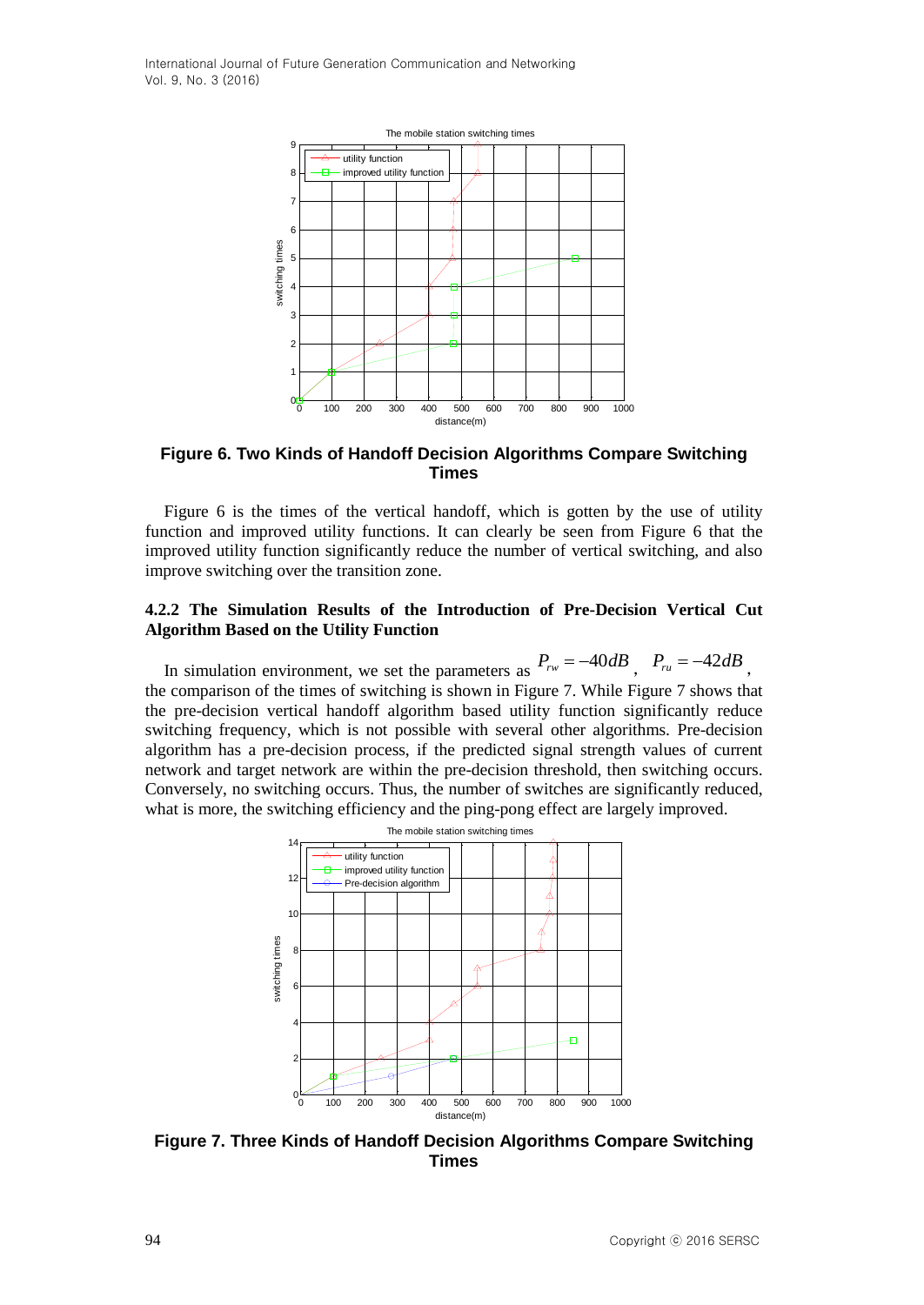**Figure 6. Two Kinds of Handoff Decision Algorithms Compare Switching Times**

Figure 6 is the times of the vertical handoff, which is gotten by the use of utility function and improved utility functions. It can clearly be seen from Figure 6 that the improved utility function significantly reduce the number of vertical switching, and also improve switching over the transition zone.

#### 4.2.2 The Simulation Results of the Introduction of Pre-Decision Vertical Cut Algorithm Based on the Utility Function

In simulation environment, we set the parameters as $P_{rw} = -40dB$, $P_{ru} = -42dB$, the comparison of the times of switching is shown in Figure 7. While Figure 7 shows that the pre-decision vertical handoff algorithm based utility function significantly reduce switching frequency, which is not possible with several other algorithms. Pre-decision algorithm has a pre-decision process, if the predicted signal strength values of current network and target network are within the pre-decision threshold, then switching occurs. Conversely, no switching occurs. Thus, the number of switches are significantly reduced, what is more, the switching efficiency and the ping-pong effect are largely improved.

**Figure 7. Three Kinds of Handoff Decision Algorithms Compare Switching Times**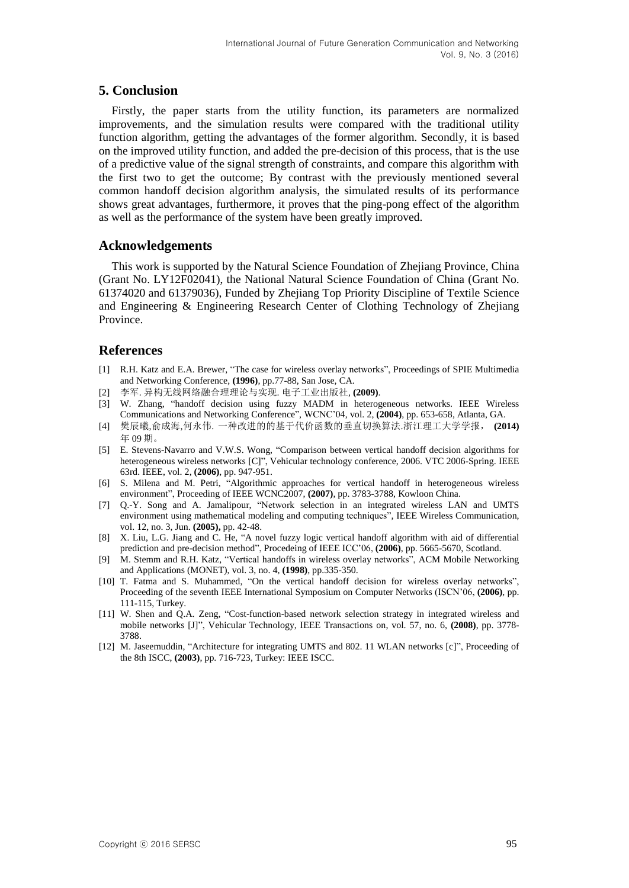## 5. Conclusion

Firstly, the paper starts from the utility function, its parameters are normalized improvements, and the simulation results were compared with the traditional utility function algorithm, getting the advantages of the former algorithm. Secondly, it is based on the improved utility function, and added the pre-decision of this process, that is the use of a predictive value of the signal strength of constraints, and compare this algorithm with the first two to get the outcome; By contrast with the previously mentioned several common handoff decision algorithm analysis, the simulated results of its performance shows great advantages, furthermore, it proves that the ping-pong effect of the algorithm as well as the performance of the system have been greatly improved.

## Acknowledgements

This work is supported by the Natural Science Foundation of Zhejiang Province, China (Grant No. LY12F02041), the National Natural Science Foundation of China (Grant No. 61374020 and 61379036), Funded by Zhejiang Top Priority Discipline of Textile Science and Engineering & Engineering Research Center of Clothing Technology of Zhejiang Province.

## References

[1] R.H. Katz and E.A. Brewer, "The case for wireless overlay networks", Proceedings of SPIE Multimedia and Networking Conference, **(1996)**, pp.77-88, San Jose, CA.

[2] 李军. 异构无线网络融合理理论与实现. 电子工业出版社, **(2009)**.

[3] W. Zhang, "handoff decision using fuzzy MADM in heterogeneous networks. IEEE Wireless Communications and Networking Conference", WCNC'04, vol. 2, **(2004)**, pp. 653-658, Atlanta, GA.

[4] 樊辰曦,俞成海,何永伟. 一种改进的的基于代价函数的垂直切换算法.浙江理工大学学报， **(2014)** 年 09 期。

[5] E. Stevens-Navarro and V.W.S. Wong, "Comparison between vertical handoff decision algorithms for heterogeneous wireless networks [C]", Vehicular technology conference, 2006. VTC 2006-Spring. IEEE 63rd. IEEE, vol. 2, **(2006)**, pp. 947-951.

[6] S. Milena and M. Petri, "Algorithmic approaches for vertical handoff in heterogeneous wireless environment", Proceeding of IEEE WCNC2007, **(2007)**, pp. 3783-3788, Kowloon China.

[7] Q.-Y. Song and A. Jamalipour, "Network selection in an integrated wireless LAN and UMTS environment using mathematical modeling and computing techniques", IEEE Wireless Communication, vol. 12, no. 3, Jun. **(2005),** pp. 42-48.

[8] X. Liu, L.G. Jiang and C. He, "A novel fuzzy logic vertical handoff algorithm with aid of differential prediction and pre-decision method", Procedeing of IEEE ICC'06, **(2006)**, pp. 5665-5670, Scotland.

[9] M. Stemm and R.H. Katz, "Vertical handoffs in wireless overlay networks", ACM Mobile Networking and Applications (MONET), vol. 3, no. 4, **(1998)**, pp.335-350.

[10] T. Fatma and S. Muhammed, "On the vertical handoff decision for wireless overlay networks", Proceeding of the seventh IEEE International Symposium on Computer Networks (ISCN'06, **(2006)**, pp. 111-115, Turkey.

[11] W. Shen and Q.A. Zeng, "Cost-function-based network selection strategy in integrated wireless and mobile networks [J]", Vehicular Technology, IEEE Transactions on, vol. 57, no. 6, **(2008)**, pp. 3778-3788.

[12] M. Jaseemuddin, "Architecture for integrating UMTS and 802. 11 WLAN networks [c]", Proceeding of the 8th ISCC, **(2003)**, pp. 716-723, Turkey: IEEE ISCC.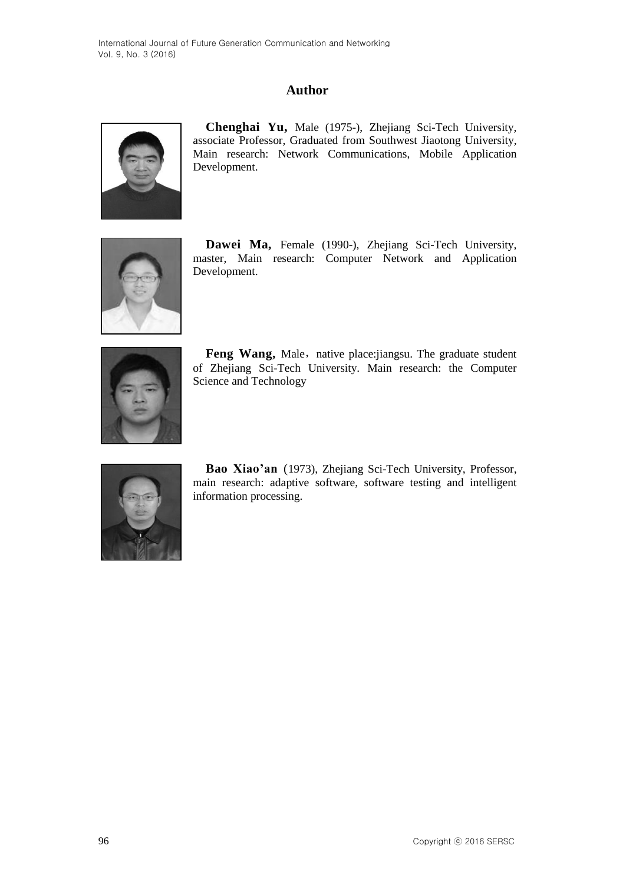## Author

**Chenghai Yu,** Male (1975-), Zhejiang Sci-Tech University, associate Professor, Graduated from Southwest Jiaotong University, Main research: Network Communications, Mobile Application Development.

**Dawei Ma,** Female (1990-), Zhejiang Sci-Tech University, master, Main research: Computer Network and Application Development.

**Feng Wang,** Male，native place:jiangsu. The graduate student of Zhejiang Sci-Tech University. Main research: the Computer Science and Technology

**Bao Xiao'an** (1973), Zhejiang Sci-Tech University, Professor, main research: adaptive software, software testing and intelligent information processing.